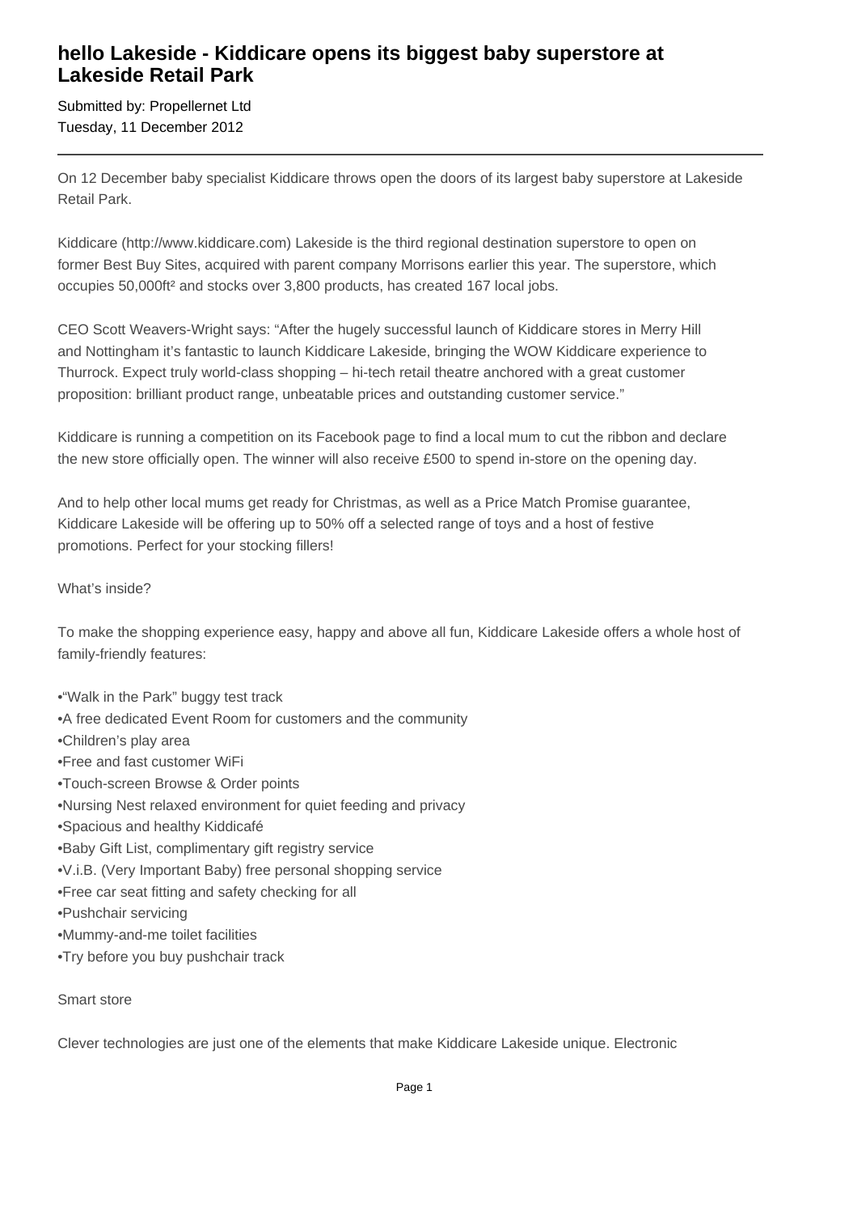# hello Lakeside - Kiddicare opens its biggest baby superstore at Lakeside Retail Park

Submitted by: Propellernet Ltd
Tuesday, 11 December 2012

---

On 12 December baby specialist Kiddicare throws open the doors of its largest baby superstore at Lakeside Retail Park.

Kiddicare (http://www.kiddicare.com) Lakeside is the third regional destination superstore to open on former Best Buy Sites, acquired with parent company Morrisons earlier this year. The superstore, which occupies 50,000ft² and stocks over 3,800 products, has created 167 local jobs.

CEO Scott Weavers-Wright says: "After the hugely successful launch of Kiddicare stores in Merry Hill and Nottingham it's fantastic to launch Kiddicare Lakeside, bringing the WOW Kiddicare experience to Thurrock. Expect truly world-class shopping – hi-tech retail theatre anchored with a great customer proposition: brilliant product range, unbeatable prices and outstanding customer service."

Kiddicare is running a competition on its Facebook page to find a local mum to cut the ribbon and declare the new store officially open. The winner will also receive £500 to spend in-store on the opening day.

And to help other local mums get ready for Christmas, as well as a Price Match Promise guarantee, Kiddicare Lakeside will be offering up to 50% off a selected range of toys and a host of festive promotions. Perfect for your stocking fillers!

What's inside?

To make the shopping experience easy, happy and above all fun, Kiddicare Lakeside offers a whole host of family-friendly features:

- "Walk in the Park" buggy test track
- A free dedicated Event Room for customers and the community
- Children's play area
- Free and fast customer WiFi
- Touch-screen Browse & Order points
- Nursing Nest relaxed environment for quiet feeding and privacy
- Spacious and healthy Kiddicafé
- Baby Gift List, complimentary gift registry service
- V.i.B. (Very Important Baby) free personal shopping service
- Free car seat fitting and safety checking for all
- Pushchair servicing
- Mummy-and-me toilet facilities
- Try before you buy pushchair track

Smart store

Clever technologies are just one of the elements that make Kiddicare Lakeside unique. Electronic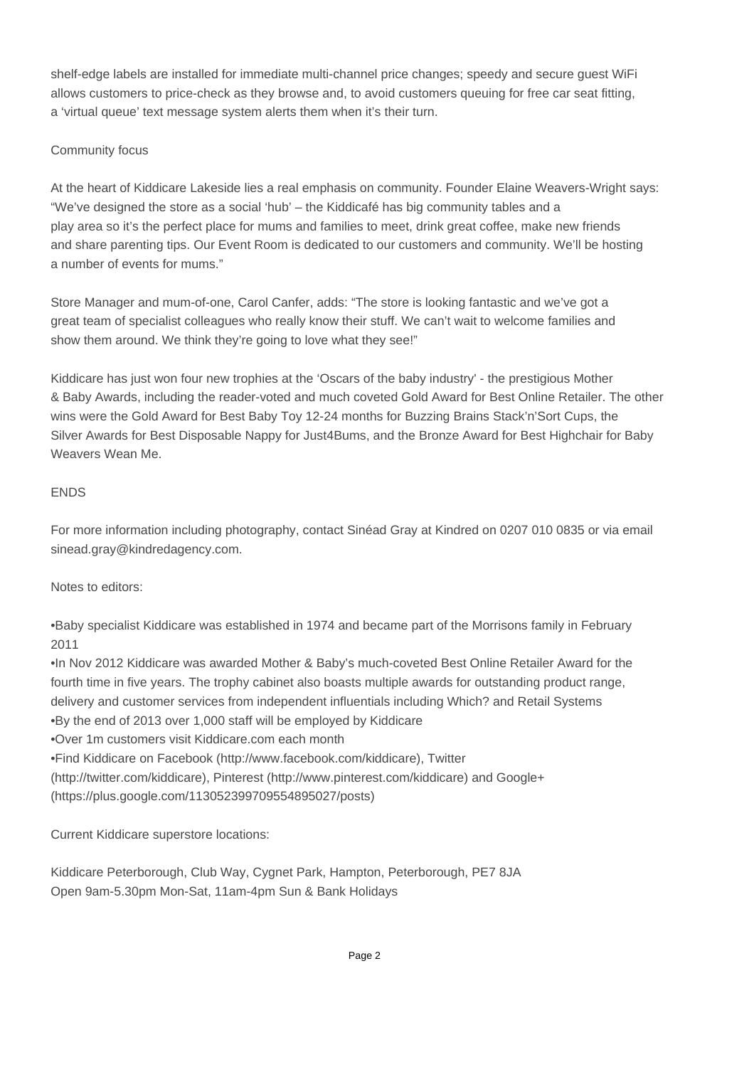shelf-edge labels are installed for immediate multi-channel price changes; speedy and secure guest WiFi allows customers to price-check as they browse and, to avoid customers queuing for free car seat fitting, a 'virtual queue' text message system alerts them when it's their turn.

## Community focus

At the heart of Kiddicare Lakeside lies a real emphasis on community. Founder Elaine Weavers-Wright says: "We've designed the store as a social 'hub' – the Kiddicafé has big community tables and a play area so it's the perfect place for mums and families to meet, drink great coffee, make new friends and share parenting tips. Our Event Room is dedicated to our customers and community. We'll be hosting a number of events for mums."

Store Manager and mum-of-one, Carol Canfer, adds: "The store is looking fantastic and we've got a great team of specialist colleagues who really know their stuff. We can't wait to welcome families and show them around. We think they're going to love what they see!"

Kiddicare has just won four new trophies at the 'Oscars of the baby industry' - the prestigious Mother & Baby Awards, including the reader-voted and much coveted Gold Award for Best Online Retailer. The other wins were the Gold Award for Best Baby Toy 12-24 months for Buzzing Brains Stack'n'Sort Cups, the Silver Awards for Best Disposable Nappy for Just4Bums, and the Bronze Award for Best Highchair for Baby Weavers Wean Me.

ENDS

For more information including photography, contact Sinéad Gray at Kindred on 0207 010 0835 or via email sinead.gray@kindredagency.com.

Notes to editors:

- Baby specialist Kiddicare was established in 1974 and became part of the Morrisons family in February 2011
- In Nov 2012 Kiddicare was awarded Mother & Baby's much-coveted Best Online Retailer Award for the fourth time in five years. The trophy cabinet also boasts multiple awards for outstanding product range, delivery and customer services from independent influentials including Which? and Retail Systems
- By the end of 2013 over 1,000 staff will be employed by Kiddicare
- Over 1m customers visit Kiddicare.com each month
- Find Kiddicare on Facebook (http://www.facebook.com/kiddicare), Twitter (http://twitter.com/kiddicare), Pinterest (http://www.pinterest.com/kiddicare) and Google+ (https://plus.google.com/113052399709554895027/posts)

Current Kiddicare superstore locations:

Kiddicare Peterborough, Club Way, Cygnet Park, Hampton, Peterborough, PE7 8JA
Open 9am-5.30pm Mon-Sat, 11am-4pm Sun & Bank Holidays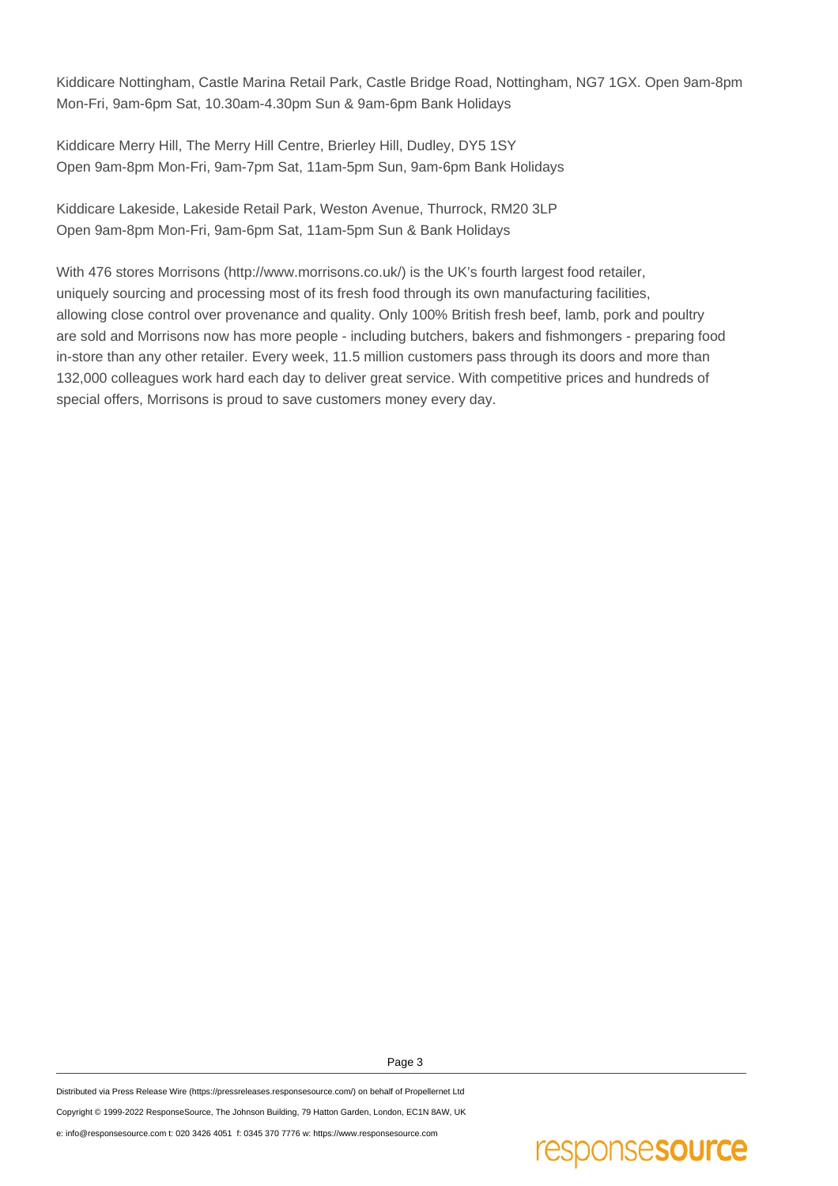Kiddicare Nottingham, Castle Marina Retail Park, Castle Bridge Road, Nottingham, NG7 1GX. Open 9am-8pm Mon-Fri, 9am-6pm Sat, 10.30am-4.30pm Sun & 9am-6pm Bank Holidays

Kiddicare Merry Hill, The Merry Hill Centre, Brierley Hill, Dudley, DY5 1SY
Open 9am-8pm Mon-Fri, 9am-7pm Sat, 11am-5pm Sun, 9am-6pm Bank Holidays

Kiddicare Lakeside, Lakeside Retail Park, Weston Avenue, Thurrock, RM20 3LP
Open 9am-8pm Mon-Fri, 9am-6pm Sat, 11am-5pm Sun & Bank Holidays

With 476 stores Morrisons (http://www.morrisons.co.uk/) is the UK's fourth largest food retailer, uniquely sourcing and processing most of its fresh food through its own manufacturing facilities, allowing close control over provenance and quality. Only 100% British fresh beef, lamb, pork and poultry are sold and Morrisons now has more people - including butchers, bakers and fishmongers - preparing food in-store than any other retailer. Every week, 11.5 million customers pass through its doors and more than 132,000 colleagues work hard each day to deliver great service. With competitive prices and hundreds of special offers, Morrisons is proud to save customers money every day.

Distributed via Press Release Wire (https://pressreleases.responsesource.com/) on behalf of Propellernet Ltd

Copyright © 1999-2022 ResponseSource, The Johnson Building, 79 Hatton Garden, London, EC1N 8AW, UK

e: info@responsesource.com t: 020 3426 4051 f: 0345 370 7776 w: https://www.responsesource.com

responsesource